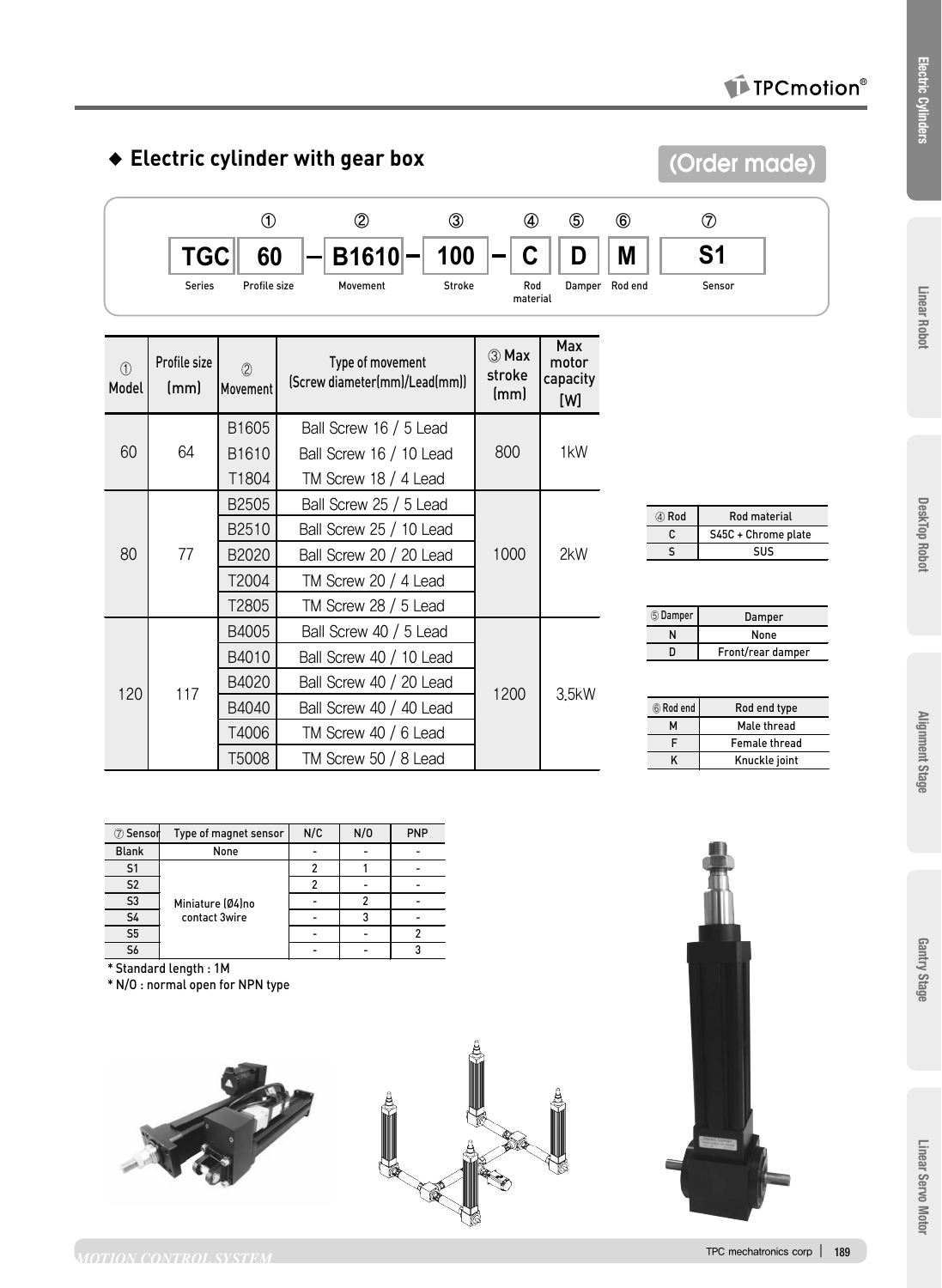## ◆ Electric cylinder with gear box

**(Order made)**

| ① | ② | ③ | ④ | ⑤ | ⑥ | ⑦ |
|---|---|---|---|---|---|---|
| TGC 60 | B1610 | 100 | C | D | M | S1 |
| Series / Profile size | Movement | Stroke | Rod material | Damper | Rod end | Sensor |

| ① Model | Profile size (mm) | ② Movement | Type of movement (Screw diameter(mm)/Lead(mm)) | ③ Max stroke (mm) | Max motor capacity [W] |
|---|---|---|---|---|---|
| 60 | 64 | B1605 | Ball Screw 16 / 5 Lead | 800 | 1kW |
| | | B1610 | Ball Screw 16 / 10 Lead | | |
| | | T1804 | TM Screw 18 / 4 Lead | | |
| 80 | 77 | B2505 | Ball Screw 25 / 5 Lead | 1000 | 2kW |
| | | B2510 | Ball Screw 25 / 10 Lead | | |
| | | B2020 | Ball Screw 20 / 20 Lead | | |
| | | T2004 | TM Screw 20 / 4 Lead | | |
| | | T2805 | TM Screw 28 / 5 Lead | | |
| 120 | 117 | B4005 | Ball Screw 40 / 5 Lead | 1200 | 3.5kW |
| | | B4010 | Ball Screw 40 / 10 Lead | | |
| | | B4020 | Ball Screw 40 / 20 Lead | | |
| | | B4040 | Ball Screw 40 / 40 Lead | | |
| | | T4006 | TM Screw 40 / 6 Lead | | |
| | | T5008 | TM Screw 50 / 8 Lead | | |

| ④ Rod | Rod material |
|---|---|
| C | S45C + Chrome plate |
| S | SUS |

| ⑤ Damper | Damper |
|---|---|
| N | None |
| D | Front/rear damper |

| ⑥ Rod end | Rod end type |
|---|---|
| M | Male thread |
| F | Female thread |
| K | Knuckle joint |

| ⑦ Sensor | Type of magnet sensor | N/C | N/O | PNP |
|---|---|---|---|---|
| Blank | None | - | - | - |
| S1 | Miniature (Ø4)no contact 3wire | 2 | 1 | - |
| S2 | | 2 | - | - |
| S3 | | - | 2 | - |
| S4 | | - | 3 | - |
| S5 | | - | - | 2 |
| S6 | | - | - | 3 |

* Standard length : 1M
* N/O : normal open for NPN type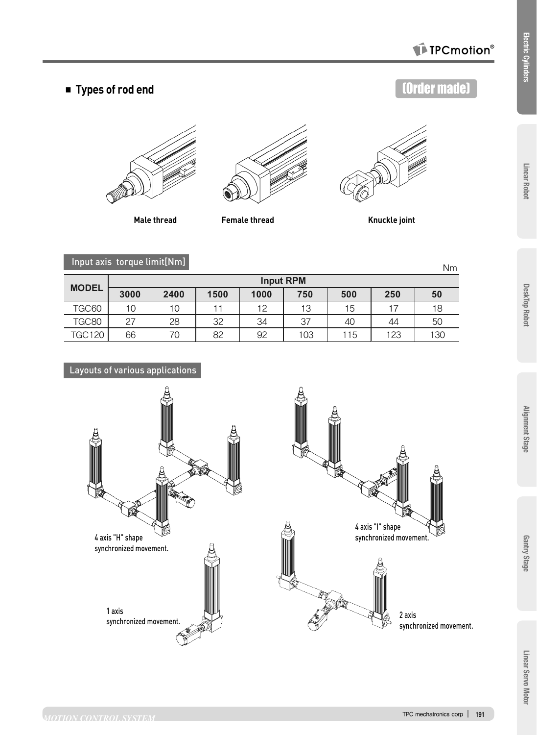## ■ Types of rod end

(Order made)

Male thread

Female thread

Knuckle joint

### Input axis torque limit[Nm]

Nm

| MODEL | Input RPM | | | | | | | |
|---|---|---|---|---|---|---|---|---|
| | 3000 | 2400 | 1500 | 1000 | 750 | 500 | 250 | 50 |
| TGC60 | 10 | 10 | 11 | 12 | 13 | 15 | 17 | 18 |
| TGC80 | 27 | 28 | 32 | 34 | 37 | 40 | 44 | 50 |
| TGC120 | 66 | 70 | 82 | 92 | 103 | 115 | 123 | 130 |

### Layouts of various applications

4 axis "H" shape synchronized movement.

4 axis "I" shape synchronized movement.

1 axis synchronized movement.

2 axis synchronized movement.